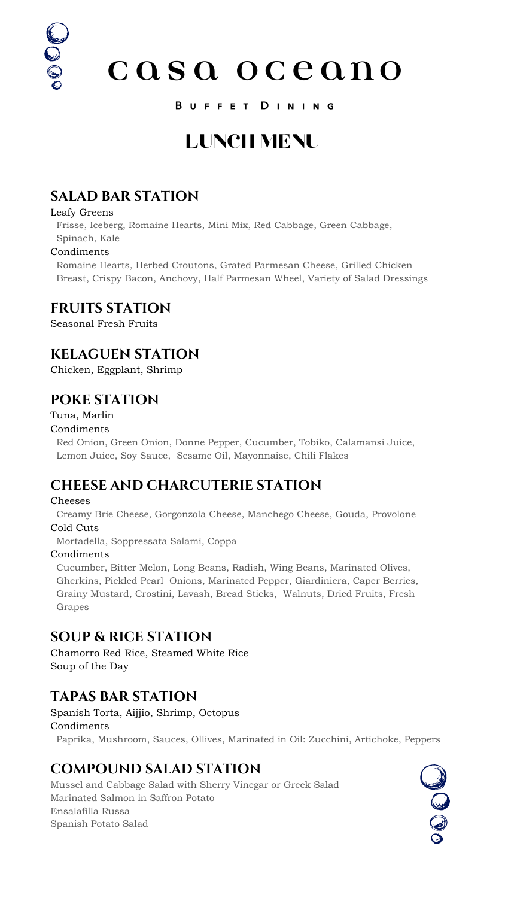# casa oceano

**Buffet Dining**

# LUNCH MENU

## SALAD BAR STATION

Leafy Greens

Frisse, Iceberg, Romaine Hearts, Mini Mix, Red Cabbage, Green Cabbage, Spinach, Kale

Condiments

Romaine Hearts, Herbed Croutons, Grated Parmesan Cheese, Grilled Chicken Breast, Crispy Bacon, Anchovy, Half Parmesan Wheel, Variety of Salad Dressings

## FRUITS STATION

Seasonal Fresh Fruits

## KELAGUEN STATION

Chicken, Eggplant, Shrimp

## POKE STATION

Tuna, Marlin

Condiments

Red Onion, Green Onion, Donne Pepper, Cucumber, Tobiko, Calamansi Juice, Lemon Juice, Soy Sauce, Sesame Oil, Mayonnaise, Chili Flakes

## CHEESE AND CHARCUTERIE STATION

Cheeses

Creamy Brie Cheese, Gorgonzola Cheese, Manchego Cheese, Gouda, Provolone

Cold Cuts

Mortadella, Soppressata Salami, Coppa

Condiments

Cucumber, Bitter Melon, Long Beans, Radish, Wing Beans, Marinated Olives, Gherkins, Pickled Pearl Onions, Marinated Pepper, Giardiniera, Caper Berries, Grainy Mustard, Crostini, Lavash, Bread Sticks, Walnuts, Dried Fruits, Fresh Grapes

## SOUP & RICE STATION

Chamorro Red Rice, Steamed White Rice

Soup of the Day

## TAPAS BAR STATION

Spanish Torta, Aijjio, Shrimp, Octopus

Condiments

Paprika, Mushroom, Sauces, Ollives, Marinated in Oil: Zucchini, Artichoke, Peppers

## COMPOUND SALAD STATION

Mussel and Cabbage Salad with Sherry Vinegar or Greek Salad

Marinated Salmon in Saffron Potato

Ensalafilla Russa

Spanish Potato Salad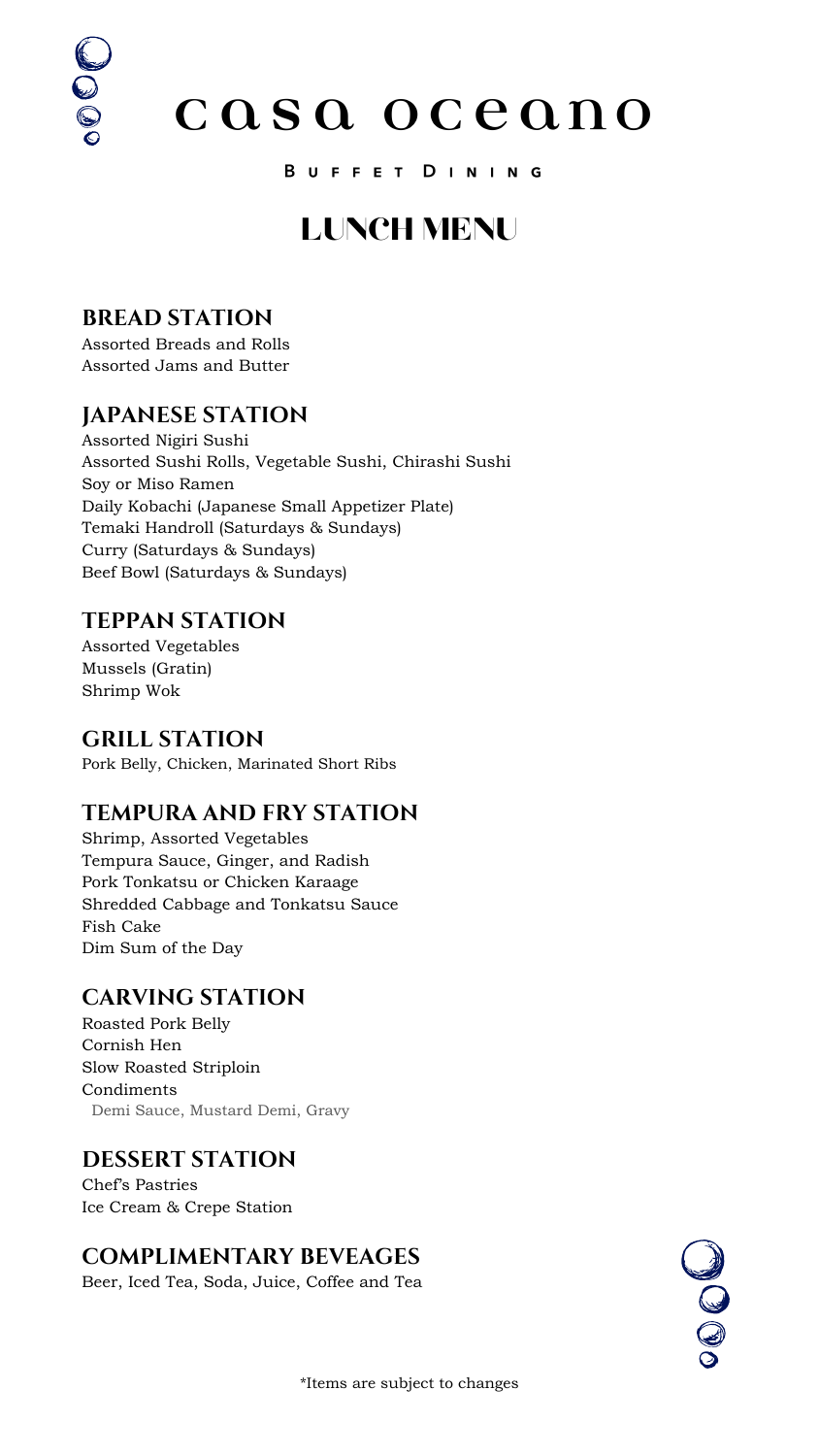# casa oceano

**Buffet Dining**

# LUNCH MENU

## BREAD STATION

Assorted Breads and Rolls
Assorted Jams and Butter

## JAPANESE STATION

Assorted Nigiri Sushi
Assorted Sushi Rolls, Vegetable Sushi, Chirashi Sushi
Soy or Miso Ramen
Daily Kobachi (Japanese Small Appetizer Plate)
Temaki Handroll (Saturdays & Sundays)
Curry (Saturdays & Sundays)
Beef Bowl (Saturdays & Sundays)

## TEPPAN STATION

Assorted Vegetables
Mussels (Gratin)
Shrimp Wok

## GRILL STATION

Pork Belly, Chicken, Marinated Short Ribs

## TEMPURA AND FRY STATION

Shrimp, Assorted Vegetables
Tempura Sauce, Ginger, and Radish
Pork Tonkatsu or Chicken Karaage
Shredded Cabbage and Tonkatsu Sauce
Fish Cake
Dim Sum of the Day

## CARVING STATION

Roasted Pork Belly
Cornish Hen
Slow Roasted Striploin
Condiments
Demi Sauce, Mustard Demi, Gravy

## DESSERT STATION

Chef's Pastries
Ice Cream & Crepe Station

## COMPLIMENTARY BEVEAGES

Beer, Iced Tea, Soda, Juice, Coffee and Tea

*Items are subject to changes